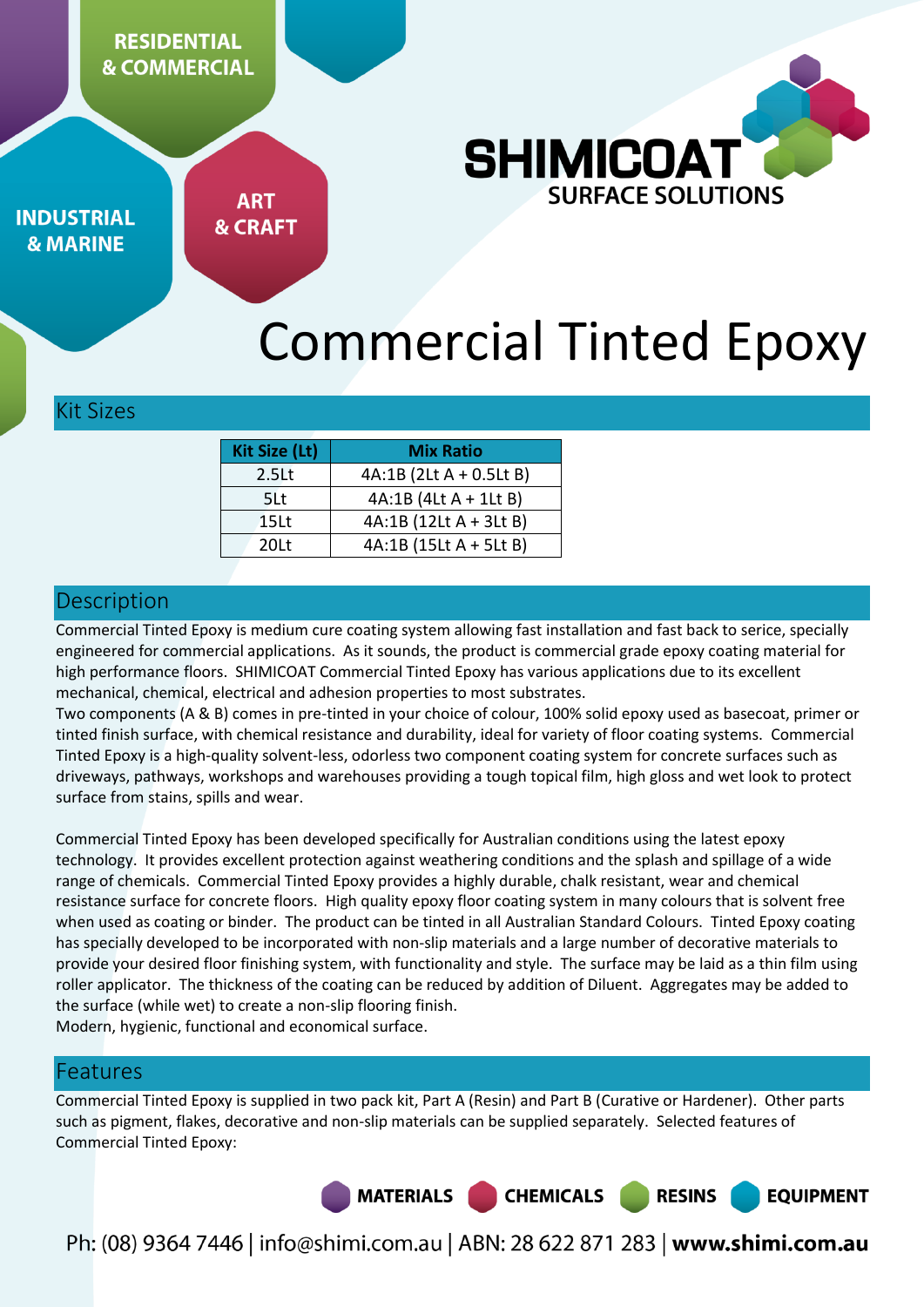RESIDENTIAL & COMMERCIAL

INDUSTRIAL & MARINE

ART & CRAFT

SHIMICOAT SURFACE SOLUTIONS

# Commercial Tinted Epoxy

## Kit Sizes

| Kit Size (Lt) | Mix Ratio |
|---|---|
| 2.5Lt | 4A:1B (2Lt A + 0.5Lt B) |
| 5Lt | 4A:1B (4Lt A + 1Lt B) |
| 15Lt | 4A:1B (12Lt A + 3Lt B) |
| 20Lt | 4A:1B (15Lt A + 5Lt B) |

## Description

Commercial Tinted Epoxy is medium cure coating system allowing fast installation and fast back to serice, specially engineered for commercial applications. As it sounds, the product is commercial grade epoxy coating material for high performance floors. SHIMICOAT Commercial Tinted Epoxy has various applications due to its excellent mechanical, chemical, electrical and adhesion properties to most substrates.

Two components (A & B) comes in pre-tinted in your choice of colour, 100% solid epoxy used as basecoat, primer or tinted finish surface, with chemical resistance and durability, ideal for variety of floor coating systems. Commercial Tinted Epoxy is a high-quality solvent-less, odorless two component coating system for concrete surfaces such as driveways, pathways, workshops and warehouses providing a tough topical film, high gloss and wet look to protect surface from stains, spills and wear.

Commercial Tinted Epoxy has been developed specifically for Australian conditions using the latest epoxy technology. It provides excellent protection against weathering conditions and the splash and spillage of a wide range of chemicals. Commercial Tinted Epoxy provides a highly durable, chalk resistant, wear and chemical resistance surface for concrete floors. High quality epoxy floor coating system in many colours that is solvent free when used as coating or binder. The product can be tinted in all Australian Standard Colours. Tinted Epoxy coating has specially developed to be incorporated with non-slip materials and a large number of decorative materials to provide your desired floor finishing system, with functionality and style. The surface may be laid as a thin film using roller applicator. The thickness of the coating can be reduced by addition of Diluent. Aggregates may be added to the surface (while wet) to create a non-slip flooring finish.

Modern, hygienic, functional and economical surface.

## Features

Commercial Tinted Epoxy is supplied in two pack kit, Part A (Resin) and Part B (Curative or Hardener). Other parts such as pigment, flakes, decorative and non-slip materials can be supplied separately. Selected features of Commercial Tinted Epoxy: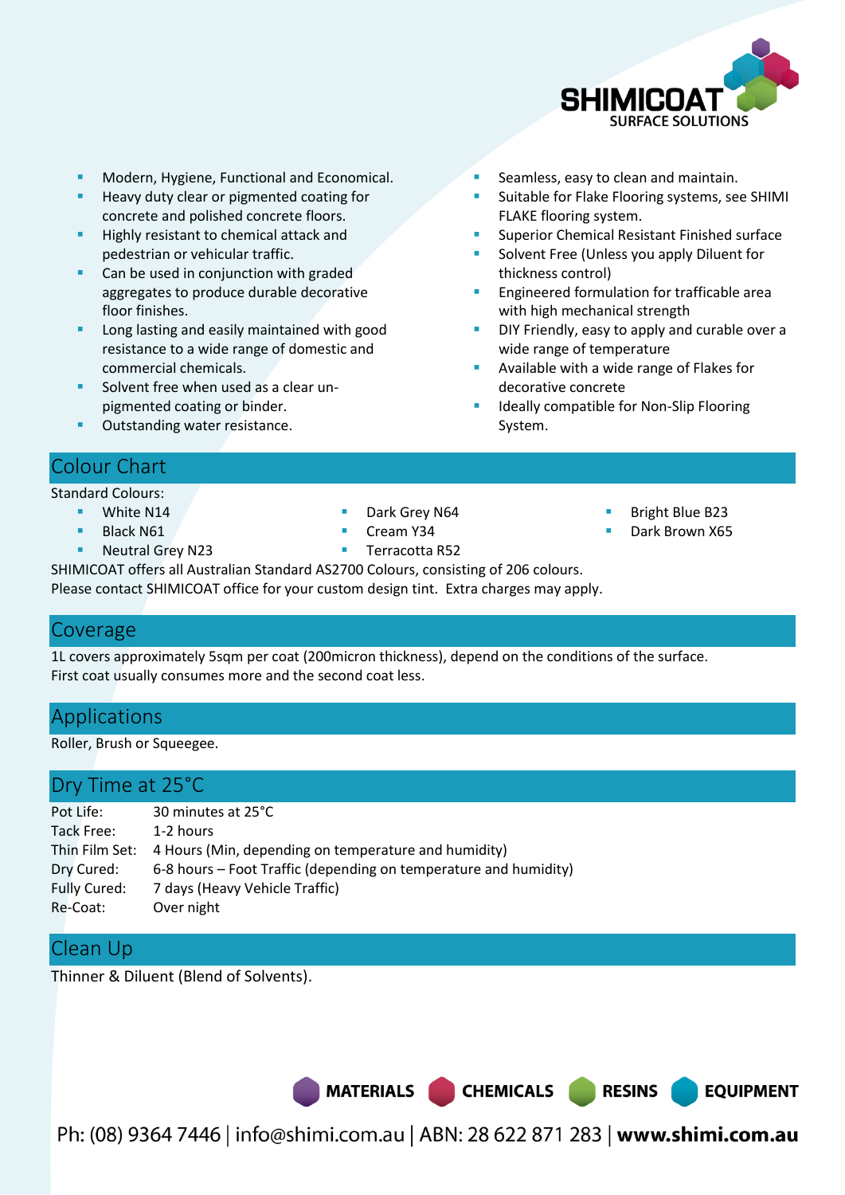- Modern, Hygiene, Functional and Economical.
- Heavy duty clear or pigmented coating for concrete and polished concrete floors.
- Highly resistant to chemical attack and pedestrian or vehicular traffic.
- Can be used in conjunction with graded aggregates to produce durable decorative floor finishes.
- Long lasting and easily maintained with good resistance to a wide range of domestic and commercial chemicals.
- Solvent free when used as a clear un-pigmented coating or binder.
- Outstanding water resistance.
- Seamless, easy to clean and maintain.
- Suitable for Flake Flooring systems, see SHIMI FLAKE flooring system.
- Superior Chemical Resistant Finished surface
- Solvent Free (Unless you apply Diluent for thickness control)
- Engineered formulation for trafficable area with high mechanical strength
- DIY Friendly, easy to apply and curable over a wide range of temperature
- Available with a wide range of Flakes for decorative concrete
- Ideally compatible for Non-Slip Flooring System.

## Colour Chart

Standard Colours:

- White N14
- Black N61
- Neutral Grey N23
- Dark Grey N64
- Cream Y34
- Terracotta R52
- Bright Blue B23
- Dark Brown X65

SHIMICOAT offers all Australian Standard AS2700 Colours, consisting of 206 colours.
Please contact SHIMICOAT office for your custom design tint. Extra charges may apply.

## Coverage

1L covers approximately 5sqm per coat (200micron thickness), depend on the conditions of the surface.
First coat usually consumes more and the second coat less.

## Applications

Roller, Brush or Squeegee.

## Dry Time at 25°C

| | |
|---|---|
| Pot Life: | 30 minutes at 25°C |
| Tack Free: | 1-2 hours |
| Thin Film Set: | 4 Hours (Min, depending on temperature and humidity) |
| Dry Cured: | 6-8 hours – Foot Traffic (depending on temperature and humidity) |
| Fully Cured: | 7 days (Heavy Vehicle Traffic) |
| Re-Coat: | Over night |

## Clean Up

Thinner & Diluent (Blend of Solvents).

MATERIALS CHEMICALS RESINS EQUIPMENT

Ph: (08) 9364 7446 | info@shimi.com.au | ABN: 28 622 871 283 | **www.shimi.com.au**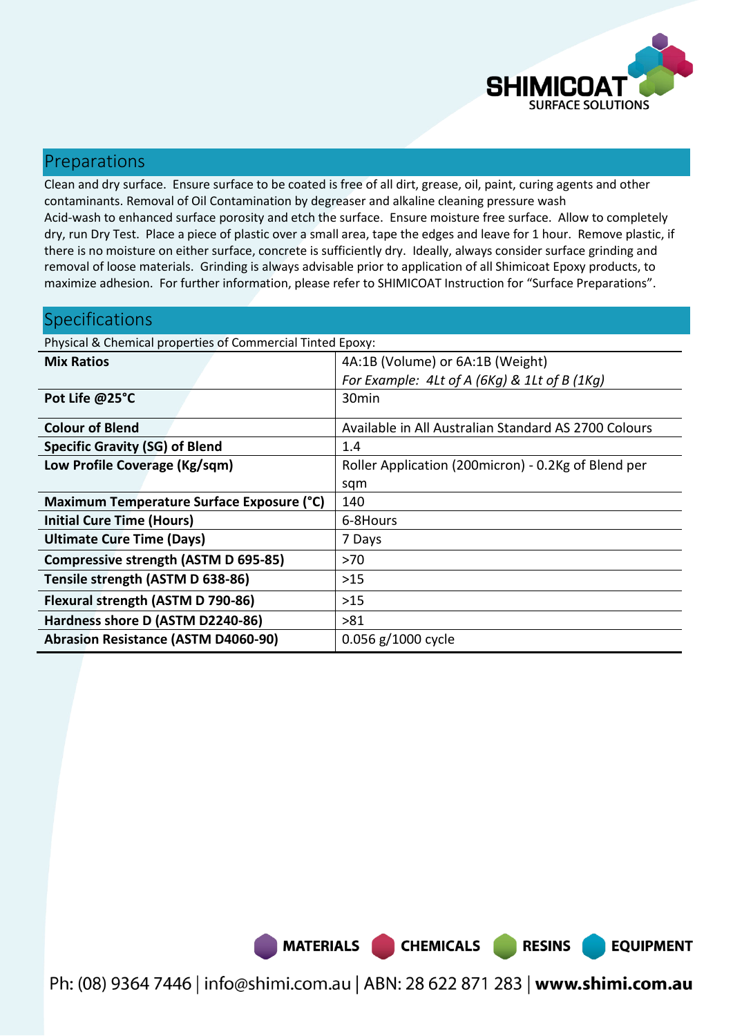## Preparations

Clean and dry surface. Ensure surface to be coated is free of all dirt, grease, oil, paint, curing agents and other contaminants. Removal of Oil Contamination by degreaser and alkaline cleaning pressure wash
Acid-wash to enhanced surface porosity and etch the surface. Ensure moisture free surface. Allow to completely dry, run Dry Test. Place a piece of plastic over a small area, tape the edges and leave for 1 hour. Remove plastic, if there is no moisture on either surface, concrete is sufficiently dry. Ideally, always consider surface grinding and removal of loose materials. Grinding is always advisable prior to application of all Shimicoat Epoxy products, to maximize adhesion. For further information, please refer to SHIMICOAT Instruction for "Surface Preparations".

## Specifications

Physical & Chemical properties of Commercial Tinted Epoxy:

| | |
|---|---|
| **Mix Ratios** | 4A:1B (Volume) or 6A:1B (Weight) *For Example: 4Lt of A (6Kg) & 1Lt of B (1Kg)* |
| **Pot Life @25°C** | 30min |
| **Colour of Blend** | Available in All Australian Standard AS 2700 Colours |
| **Specific Gravity (SG) of Blend** | 1.4 |
| **Low Profile Coverage (Kg/sqm)** | Roller Application (200micron) - 0.2Kg of Blend per sqm |
| **Maximum Temperature Surface Exposure (°C)** | 140 |
| **Initial Cure Time (Hours)** | 6-8Hours |
| **Ultimate Cure Time (Days)** | 7 Days |
| **Compressive strength (ASTM D 695-85)** | >70 |
| **Tensile strength (ASTM D 638-86)** | >15 |
| **Flexural strength (ASTM D 790-86)** | >15 |
| **Hardness shore D (ASTM D2240-86)** | >81 |
| **Abrasion Resistance (ASTM D4060-90)** | 0.056 g/1000 cycle |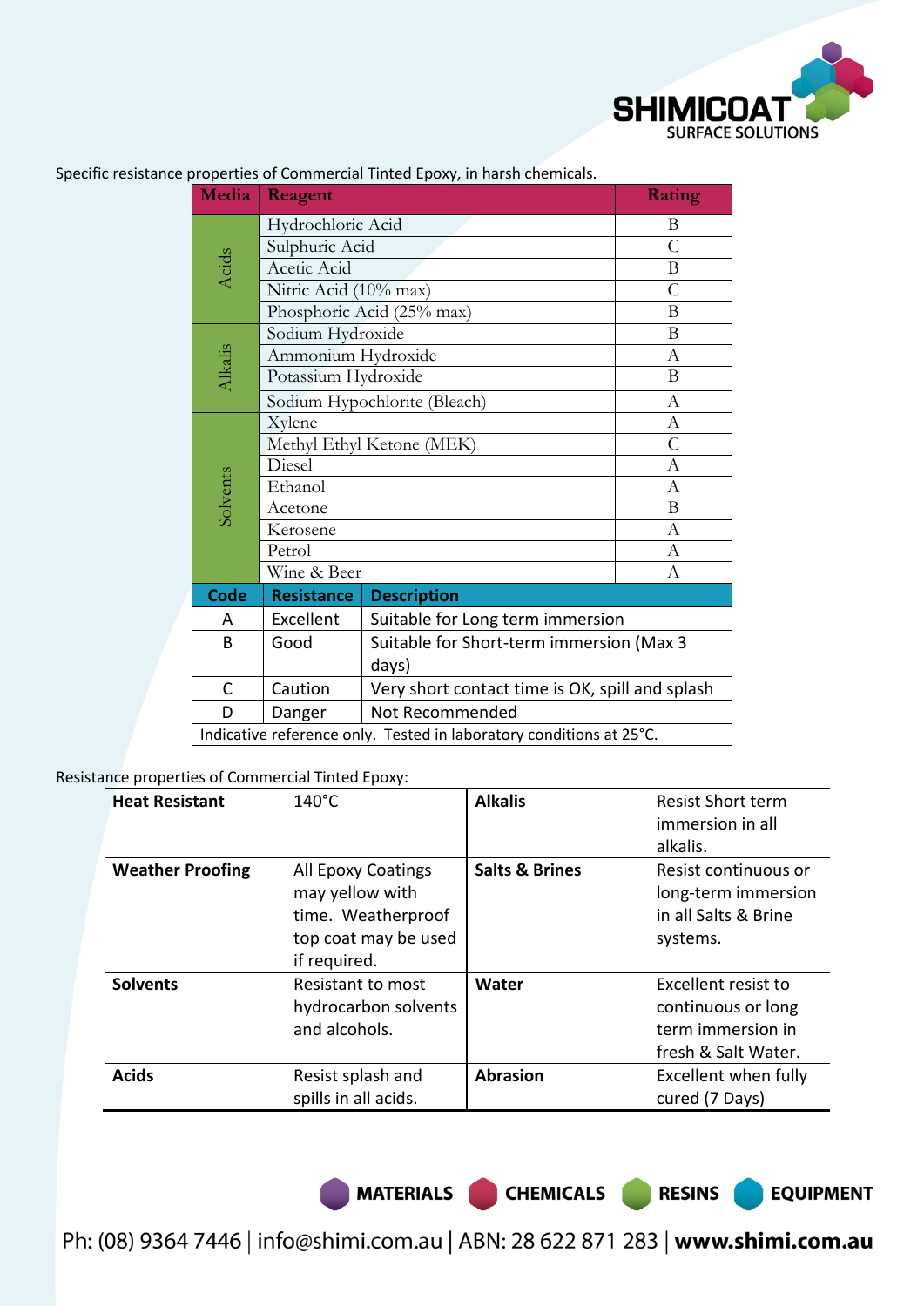Specific resistance properties of Commercial Tinted Epoxy, in harsh chemicals.

| Media | Reagent | Rating |
|---|---|---|
| Acids | Hydrochloric Acid | B |
| | Sulphuric Acid | C |
| | Acetic Acid | B |
| | Nitric Acid (10% max) | C |
| | Phosphoric Acid (25% max) | B |
| Alkalis | Sodium Hydroxide | B |
| | Ammonium Hydroxide | A |
| | Potassium Hydroxide | B |
| | Sodium Hypochlorite (Bleach) | A |
| Solvents | Xylene | A |
| | Methyl Ethyl Ketone (MEK) | C |
| | Diesel | A |
| | Ethanol | A |
| | Acetone | B |
| | Kerosene | A |
| | Petrol | A |
| | Wine & Beer | A |

| Code | Resistance | Description |
|---|---|---|
| A | Excellent | Suitable for Long term immersion |
| B | Good | Suitable for Short-term immersion (Max 3 days) |
| C | Caution | Very short contact time is OK, spill and splash |
| D | Danger | Not Recommended |

Indicative reference only. Tested in laboratory conditions at 25°C.

Resistance properties of Commercial Tinted Epoxy:

| | | | |
|---|---|---|---|
| **Heat Resistant** | 140°C | **Alkalis** | Resist Short term immersion in all alkalis. |
| **Weather Proofing** | All Epoxy Coatings may yellow with time. Weatherproof top coat may be used if required. | **Salts & Brines** | Resist continuous or long-term immersion in all Salts & Brine systems. |
| **Solvents** | Resistant to most hydrocarbon solvents and alcohols. | **Water** | Excellent resist to continuous or long term immersion in fresh & Salt Water. |
| **Acids** | Resist splash and spills in all acids. | **Abrasion** | Excellent when fully cured (7 Days) |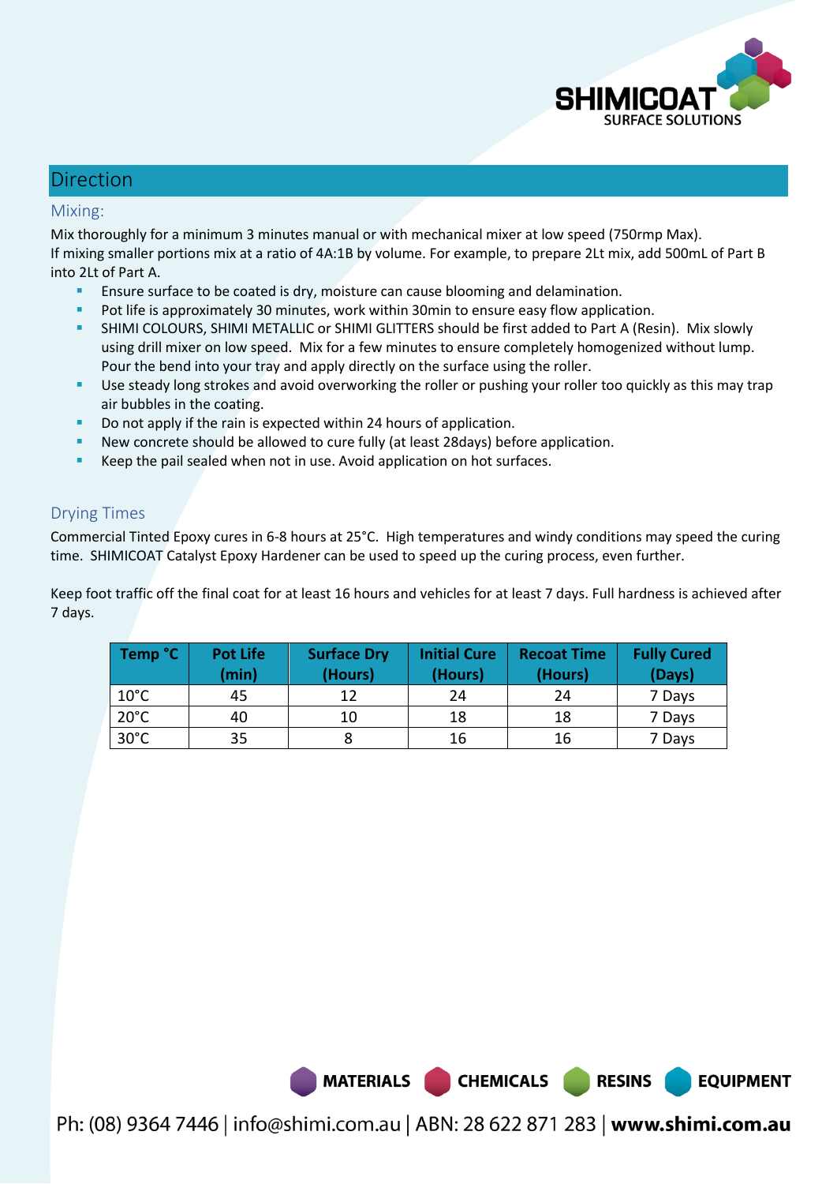## Direction

### Mixing:

Mix thoroughly for a minimum 3 minutes manual or with mechanical mixer at low speed (750rmp Max).
If mixing smaller portions mix at a ratio of 4A:1B by volume. For example, to prepare 2Lt mix, add 500mL of Part B into 2Lt of Part A.

- Ensure surface to be coated is dry, moisture can cause blooming and delamination.
- Pot life is approximately 30 minutes, work within 30min to ensure easy flow application.
- SHIMI COLOURS, SHIMI METALLIC or SHIMI GLITTERS should be first added to Part A (Resin). Mix slowly using drill mixer on low speed. Mix for a few minutes to ensure completely homogenized without lump. Pour the bend into your tray and apply directly on the surface using the roller.
- Use steady long strokes and avoid overworking the roller or pushing your roller too quickly as this may trap air bubbles in the coating.
- Do not apply if the rain is expected within 24 hours of application.
- New concrete should be allowed to cure fully (at least 28days) before application.
- Keep the pail sealed when not in use. Avoid application on hot surfaces.

### Drying Times

Commercial Tinted Epoxy cures in 6-8 hours at 25°C. High temperatures and windy conditions may speed the curing time. SHIMICOAT Catalyst Epoxy Hardener can be used to speed up the curing process, even further.

Keep foot traffic off the final coat for at least 16 hours and vehicles for at least 7 days. Full hardness is achieved after 7 days.

| Temp °C | Pot Life (min) | Surface Dry (Hours) | Initial Cure (Hours) | Recoat Time (Hours) | Fully Cured (Days) |
|---|---|---|---|---|---|
| 10°C | 45 | 12 | 24 | 24 | 7 Days |
| 20°C | 40 | 10 | 18 | 18 | 7 Days |
| 30°C | 35 | 8 | 16 | 16 | 7 Days |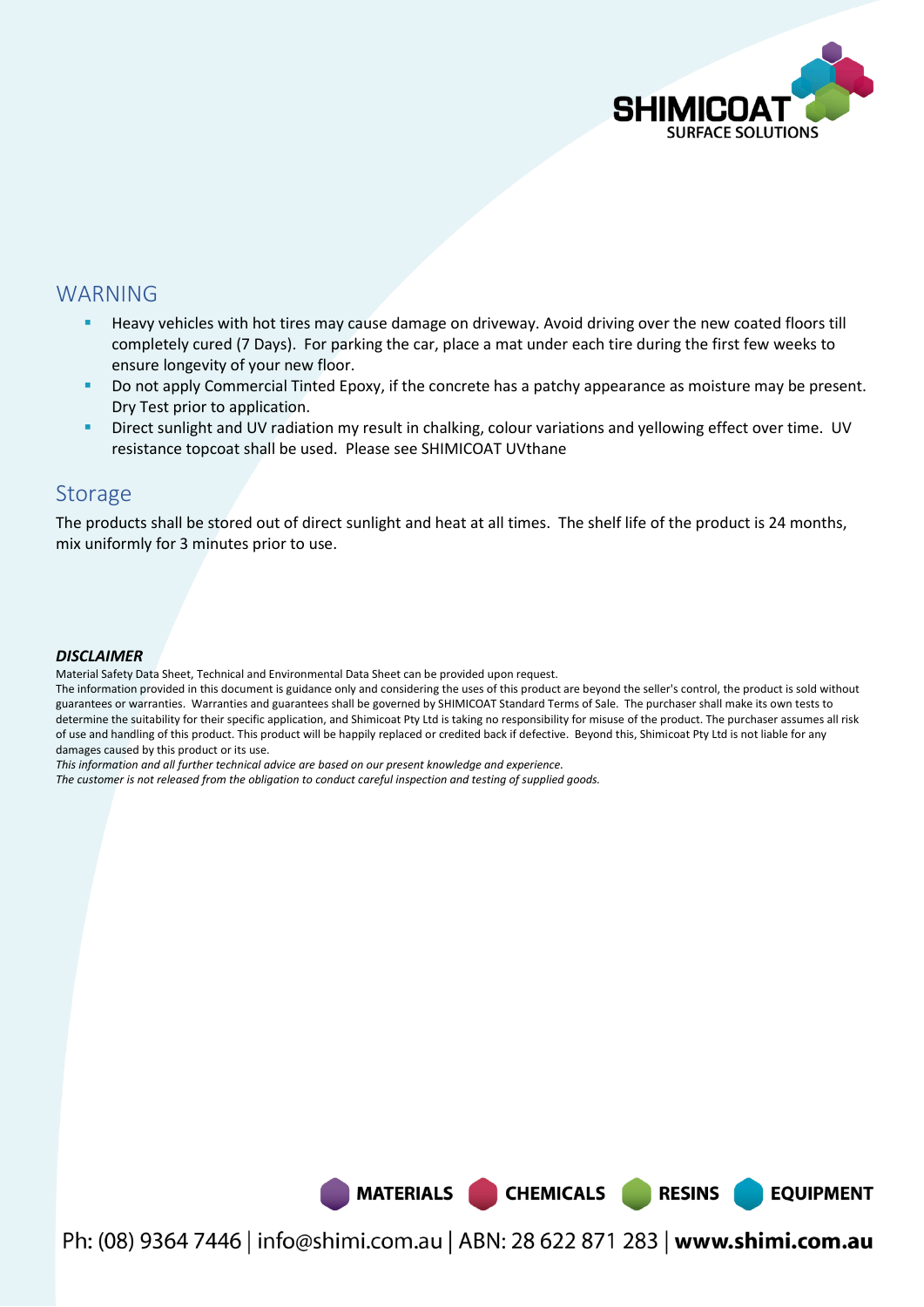## WARNING

- Heavy vehicles with hot tires may cause damage on driveway. Avoid driving over the new coated floors till completely cured (7 Days). For parking the car, place a mat under each tire during the first few weeks to ensure longevity of your new floor.
- Do not apply Commercial Tinted Epoxy, if the concrete has a patchy appearance as moisture may be present. Dry Test prior to application.
- Direct sunlight and UV radiation my result in chalking, colour variations and yellowing effect over time. UV resistance topcoat shall be used. Please see SHIMICOAT UVthane

## Storage

The products shall be stored out of direct sunlight and heat at all times. The shelf life of the product is 24 months, mix uniformly for 3 minutes prior to use.

***DISCLAIMER***

Material Safety Data Sheet, Technical and Environmental Data Sheet can be provided upon request.
The information provided in this document is guidance only and considering the uses of this product are beyond the seller's control, the product is sold without guarantees or warranties. Warranties and guarantees shall be governed by SHIMICOAT Standard Terms of Sale. The purchaser shall make its own tests to determine the suitability for their specific application, and Shimicoat Pty Ltd is taking no responsibility for misuse of the product. The purchaser assumes all risk of use and handling of this product. This product will be happily replaced or credited back if defective. Beyond this, Shimicoat Pty Ltd is not liable for any damages caused by this product or its use.

*This information and all further technical advice are based on our present knowledge and experience.*
*The customer is not released from the obligation to conduct careful inspection and testing of supplied goods.*